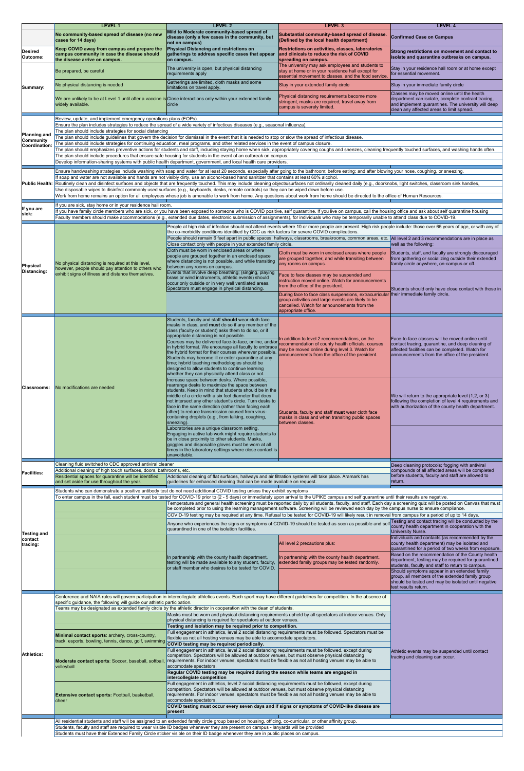| | LEVEL 1 | LEVEL 2 | LEVEL 3 | LEVEL 4 |
|---|---|---|---|---|
| | **No community-based spread of disease (no new cases for 14 days)** | **Mild to Moderate community-based spread of disease (only a few cases in the community, but not on campus)** | **Substantial community-based spread of disease. (Defined by the local health department)** | **Confirmed Case on Campus** |
| **Desired Outcome:** | **Keep COVID away from campus and prepare the campus community in case the disease should the disease arrive on campus.** | **Physical Distancing and restrictions on gatherings to address specific cases that appear on campus.** | **Restrictions on activities, classes, laboratories and clinics to reduce the risk of COVID spreading on campus.** | **Strong restrictions on movement and contact to isolate and quarantine outbreaks on campus.** |
| **Summary:** | Be prepared, be careful | The university is open, but physical distancing requirements apply | The university may ask employees and students to stay at home or in your residence hall except for essential movement to classes, and the food service. | Stay in your residence hall room or at home except for essential movement. |
| | No physical distancing is needed | Gatherings are limited, cloth masks and some limitations on travel apply. | Stay in your extended family circle | Stay in your immediate family circle |
| | We are unlikely to be at Level 1 until after a vaccine is widely available. | Close interactions only within your extended family circle | Physical distancing requirements become more stringent, masks are required, travel away from campus is severely limited. | Classes may be moved online until the health department can isolate, complete contract tracing, and implement quarantines. The university will deep clean any affected areas to limit spread. |
| **Planning and Community Coordination:** | Review, update, and implement emergency operations plans (EOPs). | | | |
| | Ensure the plan includes strategies to reduce the spread of a wide variety of infectious diseases (e.g., seasonal influenza). | | | |
| | The plan should include strategies for social distancing | | | |
| | The plan should include guidelines that govern the decision for dismissal in the event that it is needed to stop or slow the spread of infectious disease. | | | |
| | The plan should include strategies for continuing education, meal programs, and other related services in the event of campus closure. | | | |
| | The plan should emphasizes preventive actions for students and staff, including staying home when sick, appropriately covering coughs and sneezes, cleaning frequently touched surfaces, and washing hands often. | | | |
| | The plan should include procedures that ensure safe housing for students in the event of an outbreak on campus. | | | |
| | Develop information-sharing systems with public health department, government, and local health care providers. | | | |
| **Public Health:** | Ensure handwashing strategies include washing with soap and water for at least 20 seconds, especially after going to the bathroom; before eating; and after blowing your nose, coughing, or sneezing. | | | |
| | If soap and water are not available and hands are not visibly dirty, use an alcohol-based hand sanitizer that contains at least 60% alcohol. | | | |
| | Routinely clean and disinfect surfaces and objects that are frequently touched. This may include cleaning objects/surfaces not ordinarily cleaned daily (e.g., doorknobs, light switches, classroom sink handles, | | | |
| | Use disposable wipes to disinfect commonly used surfaces (e.g., keyboards, desks, remote controls) so they can be wiped down before use. | | | |
| | Work from home remains an option for all employees whose job is amenable to work from home. Any questions about work from home should be directed to the office of Human Resources. | | | |
| **If you are sick:** | If you are sick, stay home or in your residence hall room. | | | |
| | If you have family circle members who are sick, or you have been exposed to someone who is COVID positive, self quarantine. If you live on campus, call the housing office and ask about self quarantine housing | | | |
| | Faculty members should make accommodations (e.g., extended due dates, electronic submission of assignments), for individuals who may be temporarily unable to attend class due to COVID-19. | | | |
| **Physical Distancing:** | No physical distancing is required at this level, however, people should pay attention to others who exhibit signs of illness and distance themselves. | People at high risk of infection should not attend events where 10 or more people are present. High risk people include: those over 65 years of age, or with any of the co-morbidity conditions identified by CDC as risk factors for severe COVID complications. | | |
| | | People should remain 6 feet apart in public spaces; hallways, classrooms, breakrooms, common areas, etc. | | All level 2 and 3 recommendations are in place as well as the following: |
| | | Close contact only with people in your extended family circle. | | |
| | | Cloth must be worn in enclosed areas or where people are grouped together in an enclosed space where distancing is not possible, and while transiting between any rooms on campus. | Cloth must be worn in enclosed areas where people are grouped together, and while transiting between any rooms on campus. | Students, staff, and faculty are strongly discouraged from gathering or socializing outside their extended family circle anywhere, on-campus or off. |
| | | Events that involve deep breathing; (singing, playing brass or wind instruments, athletic events) should occur only outside or in very well ventilated areas. Spectators must engage in physical distancing. | Face to face classes may be suspended and instruction moved online. Watch for announcements from the office of the president. | Students should only have close contact with those in their immediate family circle. |
| | | | During face to face class suspensions, extracurricular group activities and large events are likely to be cancelled. Watch for announcements from the appropriate office. | |
| **Classrooms:** | No modifications are needed | Students, faculty and staff **should** wear cloth face masks in class, and **must** do so if any member of the class (faculty or student) asks them to do so, or if appropriate distancing is not possible. | In addition to level 2 recommendations, on the recommendation of county health officials, courses may be moved online during level 3. Watch for announcements from the office of the president. | Face-to-face classes will be moved online until contact tracing, quarantine, and deep cleaning of affected facilities can be completed. Watch for announcements from the office of the president. |
| | | Courses may be delivered face-to-face, online, and/or in hybrid format. We encourage all faculty to embrace the hybrid format for their courses wherever possible. Students may become ill or enter quarantine at any time; hybrid teaching methodologies should be designed to allow students to continue learning whether they can physically attend class or not. | | |
| | | Increase space between desks. Where possible, rearrange desks to maximize the space between students. Keep in mind that students should be in the middle of a circle with a six foot diameter that does not intersect any other student's circle. Turn desks to face in the same direction (rather than facing each other) to reduce transmission caused from virus-containing droplets (e.g., from talking, coughing, sneezing). | Students, faculty and staff **must** wear cloth face masks in class and when transiting public spaces between classes. | We will return to the appropriate level (1,2, or 3) following the completion of level 4 requirements and with authorization of the county health department. |
| | | Laboratories are a unique classroom setting. Engaging in active lab work might require students to be in close proximity to other students. Masks, goggles and disposable gloves must be worn at all times in the laboratory settings where close contact is unavoidable. | | |
| **Facilities:** | Cleaning fluid switched to CDC approved antiviral cleaner | | | Deep cleaning protocols; fogging with antiviral compounds of all affected areas will be completed before students, faculty and staff are allowed to return. |
| | Additional cleaning of high touch surfaces, doors, bathrooms, etc. | | | |
| | Residential spaces for quarantine will be identified and set aside for use throughout the year. | Additional cleaning of flat surfaces, hallways and air filtration systems will take place. Aramark has guidelines for enhanced cleaning that can be made available on request. | | |
| **Testing and contact tracing:** | Students who can demonstrate a positive antibody test do not need additional COVID testing unless they exhibit symptoms | | | |
| | To enter campus in the fall, each student must be tested for COVID-19 prior to (2 - 5 days) or immediately upon arrival to the UPIKE campus and self quarantine until their results are negative. | | | |
| | | Temperature and general health screening must be reported daily by all students, faculty, and staff. Each day a screening quiz will be posted on Canvas that must be completed prior to using the learning management software. Screening will be reviewed each day by the campus nurse to ensure compliance. | | |
| | | COVID-19 testing may be required at any time. Refusal to be tested for COVID-19 will likely result in removal from campus for a period of up to 14 days. | | |
| | | Anyone who experiences the signs or symptoms of COVID-19 should be tested as soon as possible and self quarantined in one of the isolation facilities. | | Testing and contact tracing will be conducted by the county health department in cooperation with the University Nurse. |
| | | In partnership with the county health department, testing will be made available to any student, faculty, or staff member who desires to be tested for COVID. | All level 2 precautions plus: | Individuals and contacts (as recommended by the county health department) may be isolated and quarantined for a period of two weeks from exposure. |
| | | | In partnership with the county health department, extended family groups may be tested randomly. | Based on the recommendation of the County health department, testing may be required for quarantined students, faculty and staff to return to campus. |
| | | | | Should symptoms appear in an extended family group, all members of the extended family group should be tested and may be isolated until negative test results return. |
| **Athletics:** | Conference and NAIA rules will govern participation in intercollegiate athletics events. Each sport may have different guidelines for competition. In the absence of specific guidance, the following will guide our athletic participation. | | | Athletic events may be suspended until contact tracing and cleaning can occur. |
| | Teams may be designated as extended family circle by the athletic director in cooperation with the dean of students. | | | |
| | **Minimal contact sports**: archery, cross-country, track, esports, bowling, tennis, dance, golf, swimming | Masks must be worn and physical distancing requirements upheld by all spectators at indoor venues. Only physical distancing is required for spectators at outdoor venues. **Testing and isolation may be required prior to competition.** | | |
| | | Full engagement in athletics, level 2 social distancing requirements must be followed. Spectators must be flexible as not all hosting venues may be able to accomodate spectators. **COVID testing may be required periodically.** | | |
| | **Moderate contact sports**: Soccer, baseball, softball, volleyball | Full engagement in athletics, level 2 social distancing requirements must be followed, except during competition. Spectators will be allowed at outdoor venues, but must observe physical distancing requirements. For indoor venues, spectators must be flexible as not all hosting venues may be able to accomodate spectators. **Regular COVID testing may be required during the season while teams are engaged in intercollegiate competition** | | |
| | **Extensive contact sports:** Football, basketball, cheer | Full engagement in athletics, level 2 social distancing requirements must be followed, except during competition. Spectators will be allowed at outdoor venues, but must observe physical distancing requirements. For indoor venues, spectators must be flexible as not all hosting venues may be able to accomodate spectators. **COVID testing must occur every seven days and if signs or symptoms of COVID-like disease are present** | | |
| | All residential students and staff will be assigned to an extended family circle group based on housing, officing, co-curricular, or other affinity group. | | | |
| | Students, faculty and staff are required to wear visible ID badges whenever they are present on campus - lanyards will be provided | | | |
| | Students must have their Extended Family Circle sticker visible on their ID badge whenever they are in public places on campus. | | | |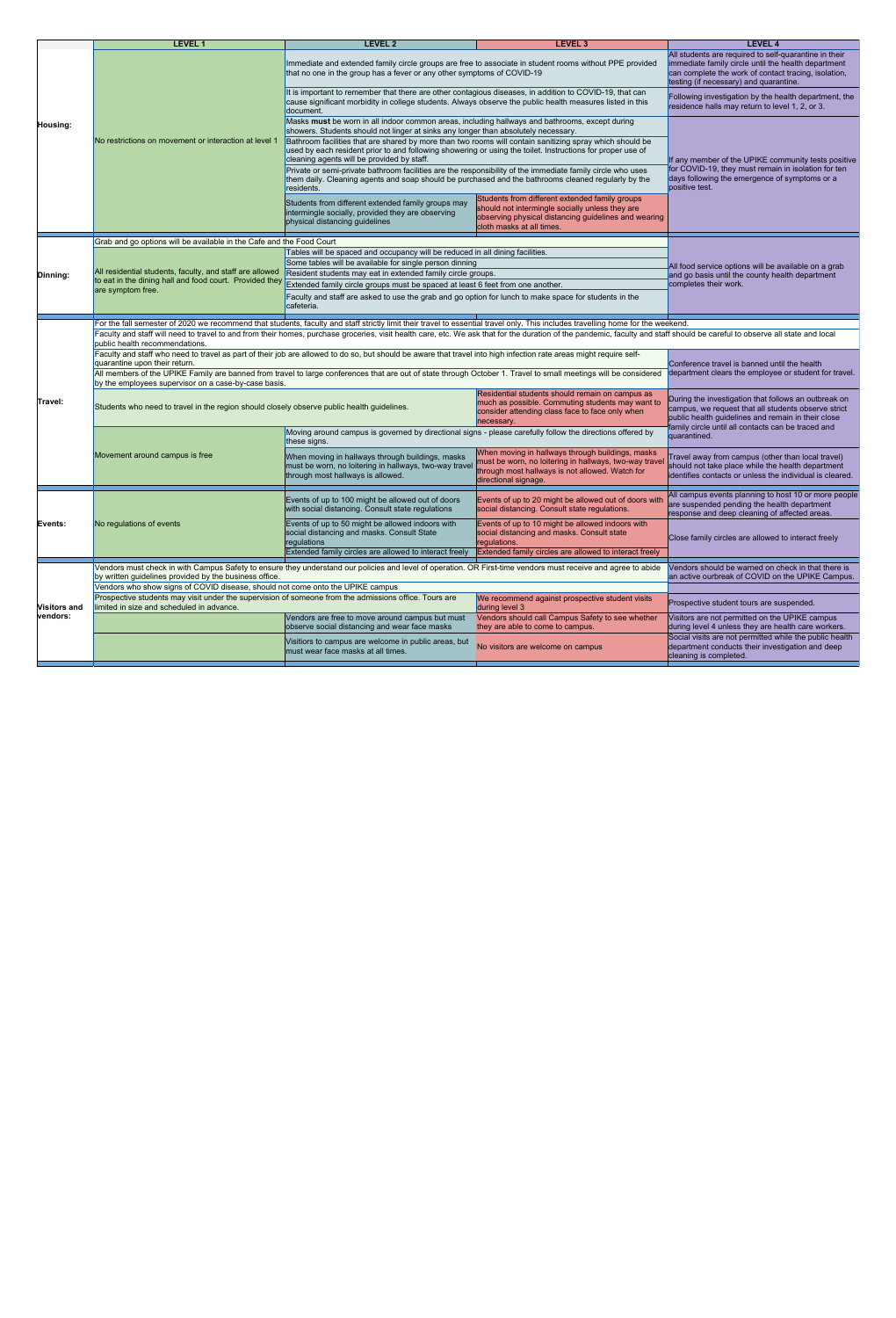| | LEVEL 1 | LEVEL 2 | LEVEL 3 | LEVEL 4 |
|---|---|---|---|---|
| **Housing:** | No restrictions on movement or interaction at level 1 | Immediate and extended family circle groups are free to associate in student rooms without PPE provided that no one in the group has a fever or any other symptoms of COVID-19 | | All students are required to self-quarantine in their immediate family circle until the health department can complete the work of contact tracing, isolation, testing (if necessary) and quarantine. |
| | | It is important to remember that there are other contagious diseases, in addition to COVID-19, that can cause significant morbidity in college students. Always observe the public health measures listed in this document. | | Following investigation by the health department, the residence halls may return to level 1, 2, or 3. |
| | | Masks **must** be worn in all indoor common areas, including hallways and bathrooms, except during showers. Students should not linger at sinks any longer than absolutely necessary. | | If any member of the UPIKE community tests positive for COVID-19, they must remain in isolation for ten days following the emergence of symptoms or a positive test. |
| | | Bathroom facilities that are shared by more than two rooms will contain sanitizing spray which should be used by each resident prior to and following showering or using the toilet. Instructions for proper use of cleaning agents will be provided by staff. | | |
| | | Private or semi-private bathroom facilities are the responsibility of the immediate family circle who uses them daily. Cleaning agents and soap should be purchased and the bathrooms cleaned regularly by the residents. | | |
| | | Students from different extended family groups may intermingle socially, provided they are observing physical distancing guidelines | Students from different extended family groups should not intermingle socially unless they are observing physical distancing guidelines and wearing cloth masks at all times. | |
| **Dinning:** | Grab and go options will be available in the Cafe and the Food Court | | | All food service options will be available on a grab and go basis until the county health department completes their work. |
| | All residential students, faculty, and staff are allowed to eat in the dining hall and food court. Provided they are symptom free. | Tables will be spaced and occupancy will be reduced in all dining facilities. | | |
| | | Some tables will be available for single person dinning | | |
| | | Resident students may eat in extended family circle groups. | | |
| | | Extended family circle groups must be spaced at least 6 feet from one another. | | |
| | | Faculty and staff are asked to use the grab and go option for lunch to make space for students in the cafeteria. | | |
| **Travel:** | For the fall semester of 2020 we recommend that students, faculty and staff strictly limit their travel to essential travel only. This includes travelling home for the weekend. | | | |
| | Faculty and staff will need to travel to and from their homes, purchase groceries, visit health care, etc. We ask that for the duration of the pandemic, faculty and staff should be careful to observe all state and local public health recommendations. | | | |
| | Faculty and staff who need to travel as part of their job are allowed to do so, but should be aware that travel into high infection rate areas might require self-quarantine upon their return. | | | Conference travel is banned until the health department clears the employee or student for travel. |
| | All members of the UPIKE Family are banned from travel to large conferences that are out of state through October 1. Travel to small meetings will be considered by the employees supervisor on a case-by-case basis. | | | |
| | Students who need to travel in the region should closely observe public health guidelines. | | Residential students should remain on campus as much as possible. Commuting students may want to consider attending class face to face only when necessary. | During the investigation that follows an outbreak on campus, we request that all students observe strict public health guidelines and remain in their close family circle until all contacts can be traced and quarantined. |
| | Movement around campus is free | Moving around campus is governed by directional signs - please carefully follow the directions offered by these signs. | | |
| | | When moving in hallways through buildings, masks must be worn, no loitering in hallways, two-way travel through most hallways is allowed. | When moving in hallways through buildings, masks must be worn, no loitering in hallways, two-way travel through most hallways is not allowed. Watch for directional signage. | Travel away from campus (other than local travel) should not take place while the health department identifies contacts or unless the individual is cleared. |
| **Events:** | No regulations of events | Events of up to 100 might be allowed out of doors with social distancing. Consult state regulations | Events of up to 20 might be allowed out of doors with social distancing. Consult state regulations. | All campus events planning to host 10 or more people are suspended pending the health department response and deep cleaning of affected areas. |
| | | Events of up to 50 might be allowed indoors with social distancing and masks. Consult State regulations | Events of up to 10 might be allowed indoors with social distancing and masks. Consult state regulations. | Close family circles are allowed to interact freely |
| | | Extended family circles are allowed to interact freely | Extended family circles are allowed to interact freely | |
| **Visitors and vendors:** | Vendors must check in with Campus Safety to ensure they understand our policies and level of operation. OR First-time vendors must receive and agree to abide by written guidelines provided by the business office. | | | Vendors should be warned on check in that there is an active outbreak of COVID on the UPIKE Campus. |
| | Vendors who show signs of COVID disease, should not come onto the UPIKE campus | | | |
| | Prospective students may visit under the supervision of someone from the admissions office. Tours are limited in size and scheduled in advance. | | We recommend against prospective student visits during level 3 | Prospective student tours are suspended. |
| | | Vendors are free to move around campus but must observe social distancing and wear face masks | Vendors should call Campus Safety to see whether they are able to come to campus. | Visitors are not permitted on the UPIKE campus during level 4 unless they are health care workers. |
| | | Visitiors to campus are welcome in public areas, but must wear face masks at all times. | No visitors are welcome on campus | Social visits are not permitted while the public health department conducts their investigation and deep cleaning is completed. |